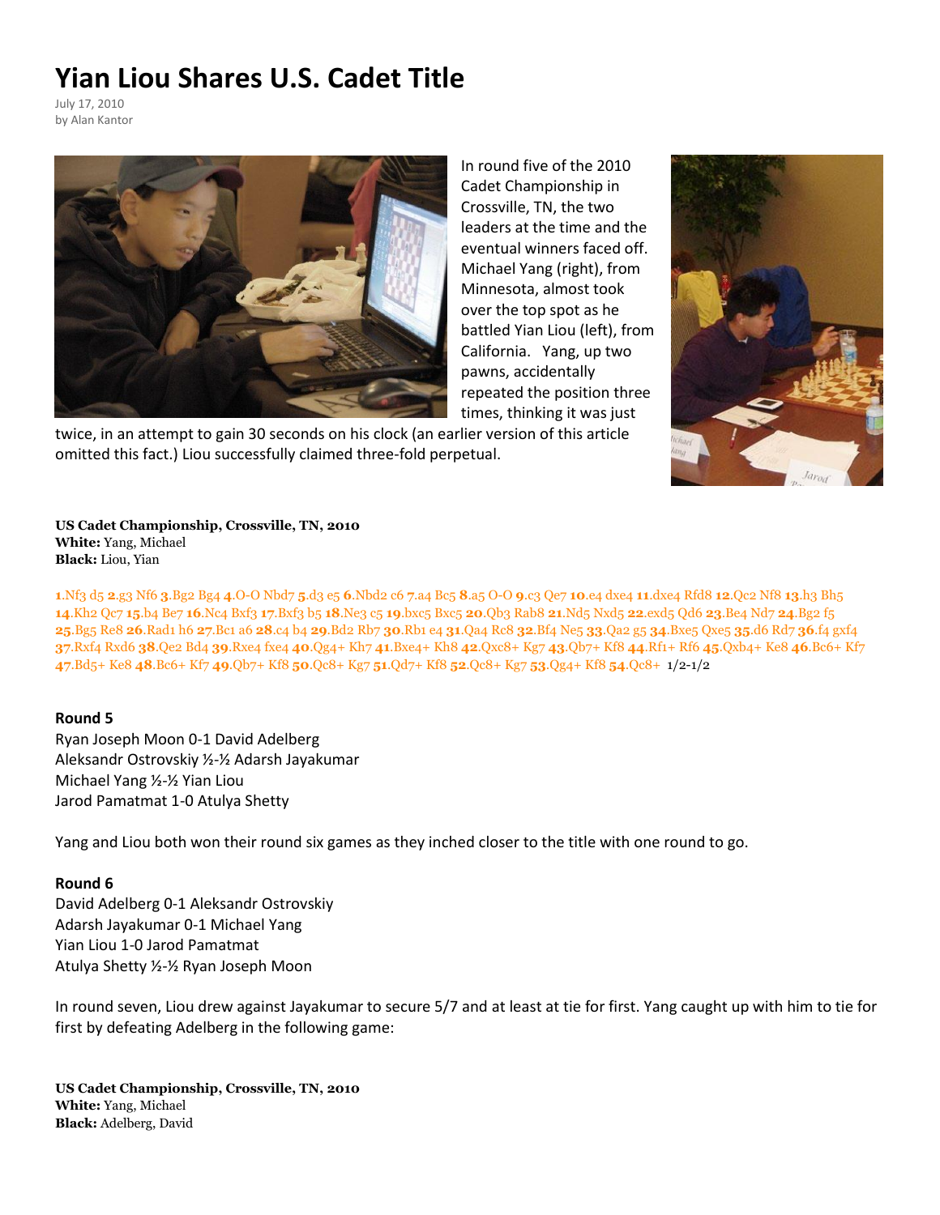# Yian Liou Shares U.S. Cadet Title

July 17, 2010
by Alan Kantor

In round five of the 2010 Cadet Championship in Crossville, TN, the two leaders at the time and the eventual winners faced off. Michael Yang (right), from Minnesota, almost took over the top spot as he battled Yian Liou (left), from California. Yang, up two pawns, accidentally repeated the position three times, thinking it was just twice, in an attempt to gain 30 seconds on his clock (an earlier version of this article omitted this fact.) Liou successfully claimed three-fold perpetual.

**US Cadet Championship, Crossville, TN, 2010**
**White:** Yang, Michael
**Black:** Liou, Yian

**1**.Nf3 d5 **2**.g3 Nf6 **3**.Bg2 Bg4 **4**.O-O Nbd7 **5**.d3 e5 **6**.Nbd2 c6 **7**.a4 Bc5 **8**.a5 O-O **9**.c3 Qe7 **10**.e4 dxe4 **11**.dxe4 Rfd8 **12**.Qc2 Nf8 **13**.h3 Bh5 **14**.Kh2 Qc7 **15**.b4 Be7 **16**.Nc4 Bxf3 **17**.Bxf3 b5 **18**.Ne3 c5 **19**.bxc5 Bxc5 **20**.Qb3 Rab8 **21**.Nd5 Nxd5 **22**.exd5 Qd6 **23**.Be4 Nd7 **24**.Bg2 f5 **25**.Bg5 Re8 **26**.Rad1 h6 **27**.Bc1 a6 **28**.c4 b4 **29**.Bd2 Rb7 **30**.Rb1 e4 **31**.Qa4 Rc8 **32**.Bf4 Ne5 **33**.Qa2 g5 **34**.Bxe5 Qxe5 **35**.d6 Rd7 **36**.f4 gxf4 **37**.Rxf4 Rxd6 **38**.Qe2 Bd4 **39**.Rxe4 fxe4 **40**.Qg4+ Kh7 **41**.Bxe4+ Kh8 **42**.Qxc8+ Kg7 **43**.Qb7+ Kf8 **44**.Rf1+ Rf6 **45**.Qxb4+ Ke8 **46**.Bc6+ Kf7 **47**.Bd5+ Ke8 **48**.Bc6+ Kf7 **49**.Qb7+ Kf8 **50**.Qc8+ Kg7 **51**.Qd7+ Kf8 **52**.Qc8+ Kg7 **53**.Qg4+ Kf8 **54**.Qc8+ 1/2-1/2

**Round 5**
Ryan Joseph Moon 0-1 David Adelberg
Aleksandr Ostrovskiy ½-½ Adarsh Jayakumar
Michael Yang ½-½ Yian Liou
Jarod Pamatmat 1-0 Atulya Shetty

Yang and Liou both won their round six games as they inched closer to the title with one round to go.

**Round 6**
David Adelberg 0-1 Aleksandr Ostrovskiy
Adarsh Jayakumar 0-1 Michael Yang
Yian Liou 1-0 Jarod Pamatmat
Atulya Shetty ½-½ Ryan Joseph Moon

In round seven, Liou drew against Jayakumar to secure 5/7 and at least at tie for first. Yang caught up with him to tie for first by defeating Adelberg in the following game:

**US Cadet Championship, Crossville, TN, 2010**
**White:** Yang, Michael
**Black:** Adelberg, David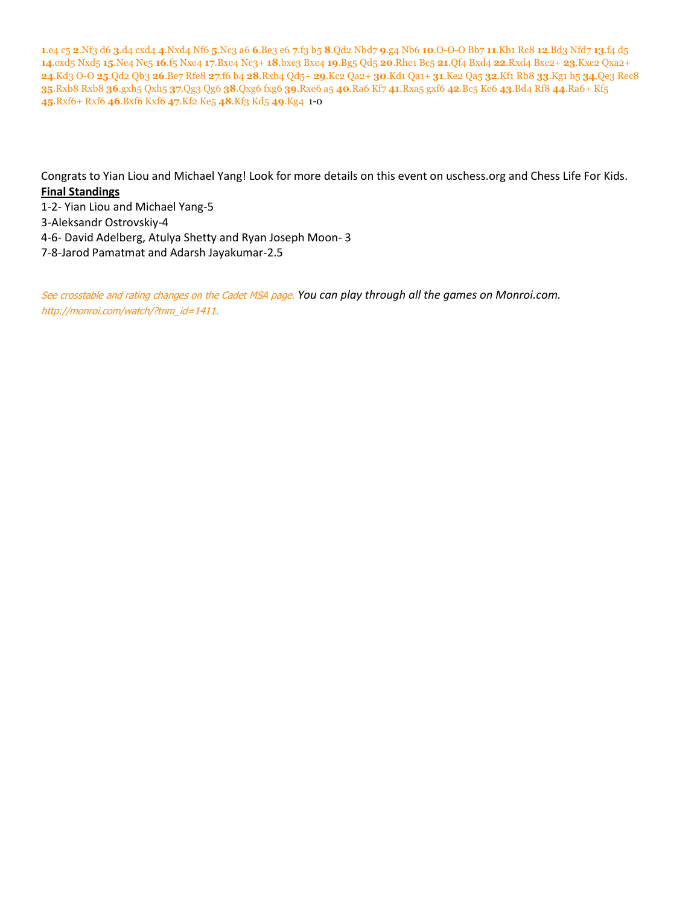**1**.e4 c5 **2**.Nf3 d6 **3**.d4 cxd4 **4**.Nxd4 Nf6 **5**.Nc3 a6 **6**.Be3 e6 **7**.f3 b5 **8**.Qd2 Nbd7 **9**.g4 Nb6 **10**.O-O-O Bb7 **11**.Kb1 Rc8 **12**.Bd3 Nfd7 **13**.f4 d5 **14**.exd5 Nxd5 **15**.Ne4 Nc5 **16**.f5 Nxe4 **17**.Bxe4 Nc3+ **18**.bxc3 Bxe4 **19**.Bg5 Qd5 **20**.Rhe1 Bc5 **21**.Qf4 Bxd4 **22**.Rxd4 Bxc2+ **23**.Kxc2 Qxa2+ **24**.Kd3 O-O **25**.Qd2 Qb3 **26**.Be7 Rfe8 **27**.f6 b4 **28**.Rxb4 Qd5+ **29**.Kc2 Qa2+ **30**.Kd1 Qa1+ **31**.Ke2 Qa5 **32**.Kf1 Rb8 **33**.Kg1 h5 **34**.Qe3 Rec8 **35**.Rxb8 Rxb8 **36**.gxh5 Qxh5 **37**.Qg3 Qg6 **38**.Qxg6 fxg6 **39**.Rxe6 a5 **40**.Ra6 Kf7 **41**.Rxa5 gxf6 **42**.Bc5 Ke6 **43**.Bd4 Rf8 **44**.Ra6+ Kf5 **45**.Rxf6+ Rxf6 **46**.Bxf6 Kxf6 **47**.Kf2 Ke5 **48**.Kf3 Kd5 **49**.Kg4 1-0

Congrats to Yian Liou and Michael Yang! Look for more details on this event on uschess.org and Chess Life For Kids.

**Final Standings**

1-2- Yian Liou and Michael Yang-5

3-Aleksandr Ostrovskiy-4

4-6- David Adelberg, Atulya Shetty and Ryan Joseph Moon- 3

7-8-Jarod Pamatmat and Adarsh Jayakumar-2.5

*See crosstable and rating changes on the Cadet MSA page. You can play through all the games on Monroi.com. http://monroi.com/watch/?tnm_id=1411.*